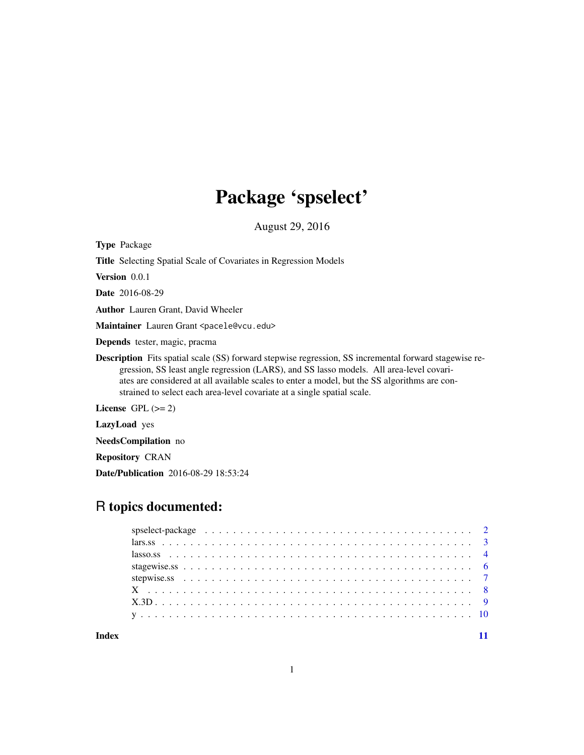# Package 'spselect'

August 29, 2016

**Type** Package

**Title** Selecting Spatial Scale of Covariates in Regression Models

**Version** 0.0.1

**Date** 2016-08-29

**Author** Lauren Grant, David Wheeler

**Maintainer** Lauren Grant <pacele@vcu.edu>

**Depends** tester, magic, pracma

**Description** Fits spatial scale (SS) forward stepwise regression, SS incremental forward stagewise regression, SS least angle regression (LARS), and SS lasso models. All area-level covariates are considered at all available scales to enter a model, but the SS algorithms are constrained to select each area-level covariate at a single spatial scale.

**License** GPL (>= 2)

**LazyLoad** yes

**NeedsCompilation** no

**Repository** CRAN

**Date/Publication** 2016-08-29 18:53:24

## R topics documented:

- spselect-package . . . . . . . . . . . . . . . . . . . . . . . . . . . . . . . . . . . . . 2
- lars.ss . . . . . . . . . . . . . . . . . . . . . . . . . . . . . . . . . . . . . . . . . . . 3
- lasso.ss . . . . . . . . . . . . . . . . . . . . . . . . . . . . . . . . . . . . . . . . . . 4
- stagewise.ss . . . . . . . . . . . . . . . . . . . . . . . . . . . . . . . . . . . . . . . 6
- stepwise.ss . . . . . . . . . . . . . . . . . . . . . . . . . . . . . . . . . . . . . . . . 7
- X . . . . . . . . . . . . . . . . . . . . . . . . . . . . . . . . . . . . . . . . . . . . . 8
- X.3D . . . . . . . . . . . . . . . . . . . . . . . . . . . . . . . . . . . . . . . . . . . 9
- y . . . . . . . . . . . . . . . . . . . . . . . . . . . . . . . . . . . . . . . . . . . . . 10

**Index** 11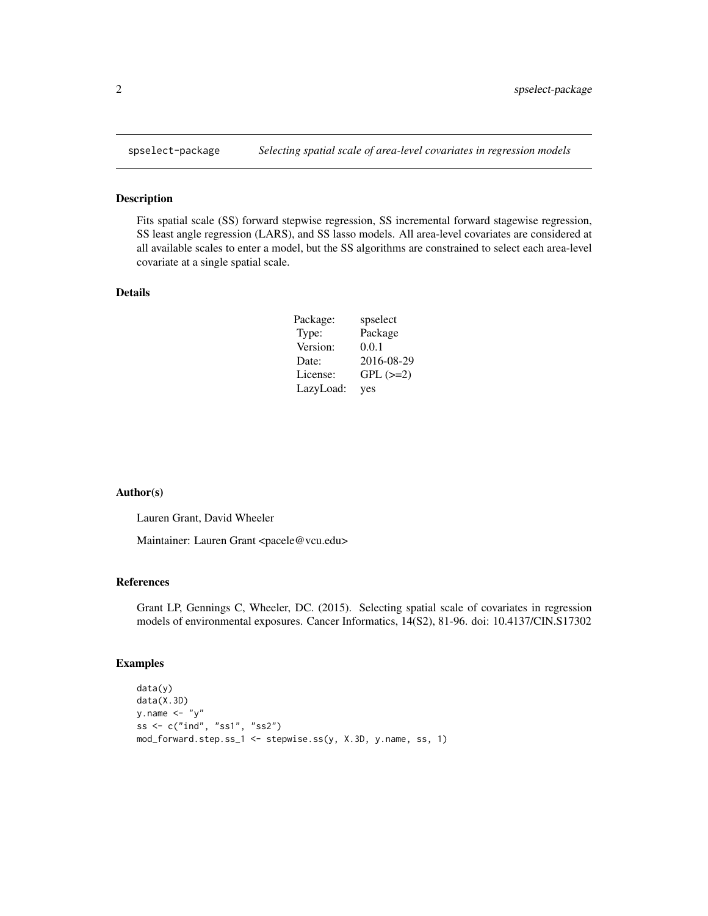spselect-package *Selecting spatial scale of area-level covariates in regression models*

## Description

Fits spatial scale (SS) forward stepwise regression, SS incremental forward stagewise regression, SS least angle regression (LARS), and SS lasso models. All area-level covariates are considered at all available scales to enter a model, but the SS algorithms are constrained to select each area-level covariate at a single spatial scale.

## Details

| | |
|---|---|
| Package: | spselect |
| Type: | Package |
| Version: | 0.0.1 |
| Date: | 2016-08-29 |
| License: | GPL (>=2) |
| LazyLoad: | yes |

## Author(s)

Lauren Grant, David Wheeler

Maintainer: Lauren Grant <pacele@vcu.edu>

## References

Grant LP, Gennings C, Wheeler, DC. (2015). Selecting spatial scale of covariates in regression models of environmental exposures. Cancer Informatics, 14(S2), 81-96. doi: 10.4137/CIN.S17302

## Examples

```
data(y)
data(X.3D)
y.name <- "y"
ss <- c("ind", "ss1", "ss2")
mod_forward.step.ss_1 <- stepwise.ss(y, X.3D, y.name, ss, 1)
```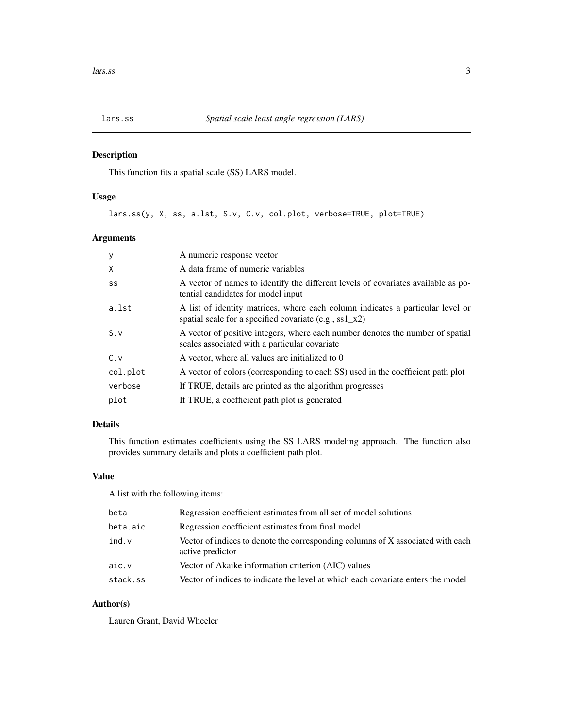# lars.ss — *Spatial scale least angle regression (LARS)*

## Description

This function fits a spatial scale (SS) LARS model.

## Usage

```
lars.ss(y, X, ss, a.lst, S.v, C.v, col.plot, verbose=TRUE, plot=TRUE)
```

## Arguments

| | |
|---|---|
| y | A numeric response vector |
| X | A data frame of numeric variables |
| ss | A vector of names to identify the different levels of covariates available as potential candidates for model input |
| a.lst | A list of identity matrices, where each column indicates a particular level or spatial scale for a specified covariate (e.g., ss1_x2) |
| S.v | A vector of positive integers, where each number denotes the number of spatial scales associated with a particular covariate |
| C.v | A vector, where all values are initialized to 0 |
| col.plot | A vector of colors (corresponding to each SS) used in the coefficient path plot |
| verbose | If TRUE, details are printed as the algorithm progresses |
| plot | If TRUE, a coefficient path plot is generated |

## Details

This function estimates coefficients using the SS LARS modeling approach. The function also provides summary details and plots a coefficient path plot.

## Value

A list with the following items:

| | |
|---|---|
| beta | Regression coefficient estimates from all set of model solutions |
| beta.aic | Regression coefficient estimates from final model |
| ind.v | Vector of indices to denote the corresponding columns of X associated with each active predictor |
| aic.v | Vector of Akaike information criterion (AIC) values |
| stack.ss | Vector of indices to indicate the level at which each covariate enters the model |

## Author(s)

Lauren Grant, David Wheeler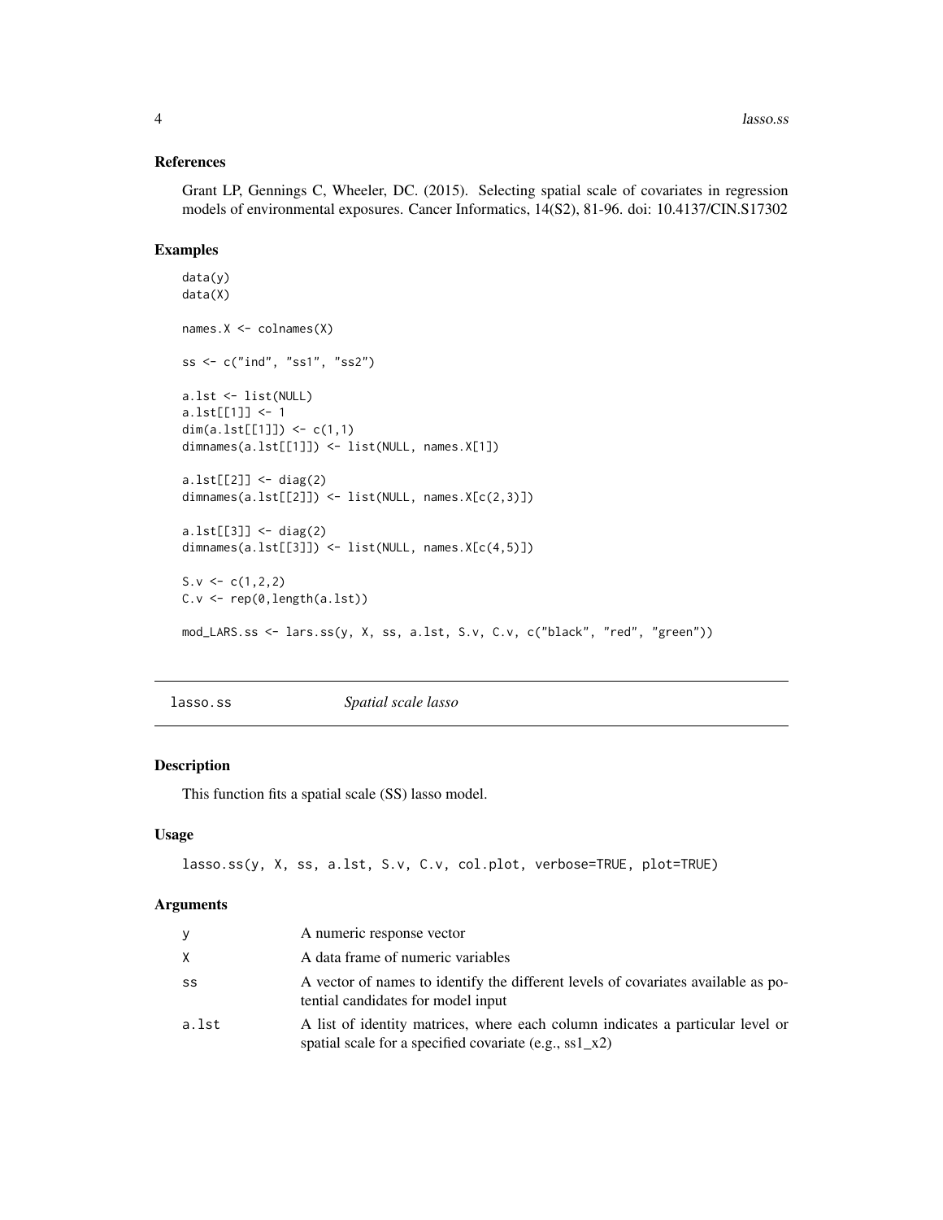## References

Grant LP, Gennings C, Wheeler, DC. (2015). Selecting spatial scale of covariates in regression models of environmental exposures. Cancer Informatics, 14(S2), 81-96. doi: 10.4137/CIN.S17302

## Examples

```
data(y)
data(X)

names.X <- colnames(X)

ss <- c("ind", "ss1", "ss2")

a.lst <- list(NULL)
a.lst[[1]] <- 1
dim(a.lst[[1]]) <- c(1,1)
dimnames(a.lst[[1]]) <- list(NULL, names.X[1])

a.lst[[2]] <- diag(2)
dimnames(a.lst[[2]]) <- list(NULL, names.X[c(2,3)])

a.lst[[3]] <- diag(2)
dimnames(a.lst[[3]]) <- list(NULL, names.X[c(4,5)])

S.v <- c(1,2,2)
C.v <- rep(0,length(a.lst))

mod_LARS.ss <- lars.ss(y, X, ss, a.lst, S.v, C.v, c("black", "red", "green"))
```

---

# lasso.ss    *Spatial scale lasso*

---

## Description

This function fits a spatial scale (SS) lasso model.

## Usage

```
lasso.ss(y, X, ss, a.lst, S.v, C.v, col.plot, verbose=TRUE, plot=TRUE)
```

## Arguments

| | |
|---|---|
| y | A numeric response vector |
| X | A data frame of numeric variables |
| ss | A vector of names to identify the different levels of covariates available as potential candidates for model input |
| a.lst | A list of identity matrices, where each column indicates a particular level or spatial scale for a specified covariate (e.g., ss1_x2) |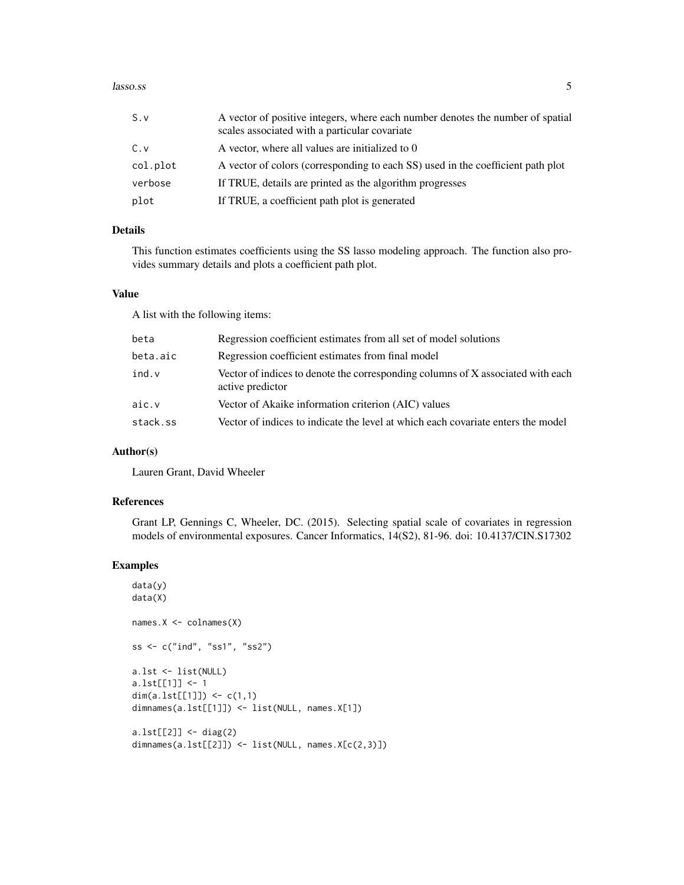| | |
|---|---|
| S.v | A vector of positive integers, where each number denotes the number of spatial scales associated with a particular covariate |
| C.v | A vector, where all values are initialized to 0 |
| col.plot | A vector of colors (corresponding to each SS) used in the coefficient path plot |
| verbose | If TRUE, details are printed as the algorithm progresses |
| plot | If TRUE, a coefficient path plot is generated |

## Details

This function estimates coefficients using the SS lasso modeling approach. The function also provides summary details and plots a coefficient path plot.

## Value

A list with the following items:

| | |
|---|---|
| beta | Regression coefficient estimates from all set of model solutions |
| beta.aic | Regression coefficient estimates from final model |
| ind.v | Vector of indices to denote the corresponding columns of X associated with each active predictor |
| aic.v | Vector of Akaike information criterion (AIC) values |
| stack.ss | Vector of indices to indicate the level at which each covariate enters the model |

## Author(s)

Lauren Grant, David Wheeler

## References

Grant LP, Gennings C, Wheeler, DC. (2015). Selecting spatial scale of covariates in regression models of environmental exposures. Cancer Informatics, 14(S2), 81-96. doi: 10.4137/CIN.S17302

## Examples

```
data(y)
data(X)

names.X <- colnames(X)

ss <- c("ind", "ss1", "ss2")

a.lst <- list(NULL)
a.lst[[1]] <- 1
dim(a.lst[[1]]) <- c(1,1)
dimnames(a.lst[[1]]) <- list(NULL, names.X[1])

a.lst[[2]] <- diag(2)
dimnames(a.lst[[2]]) <- list(NULL, names.X[c(2,3)])
```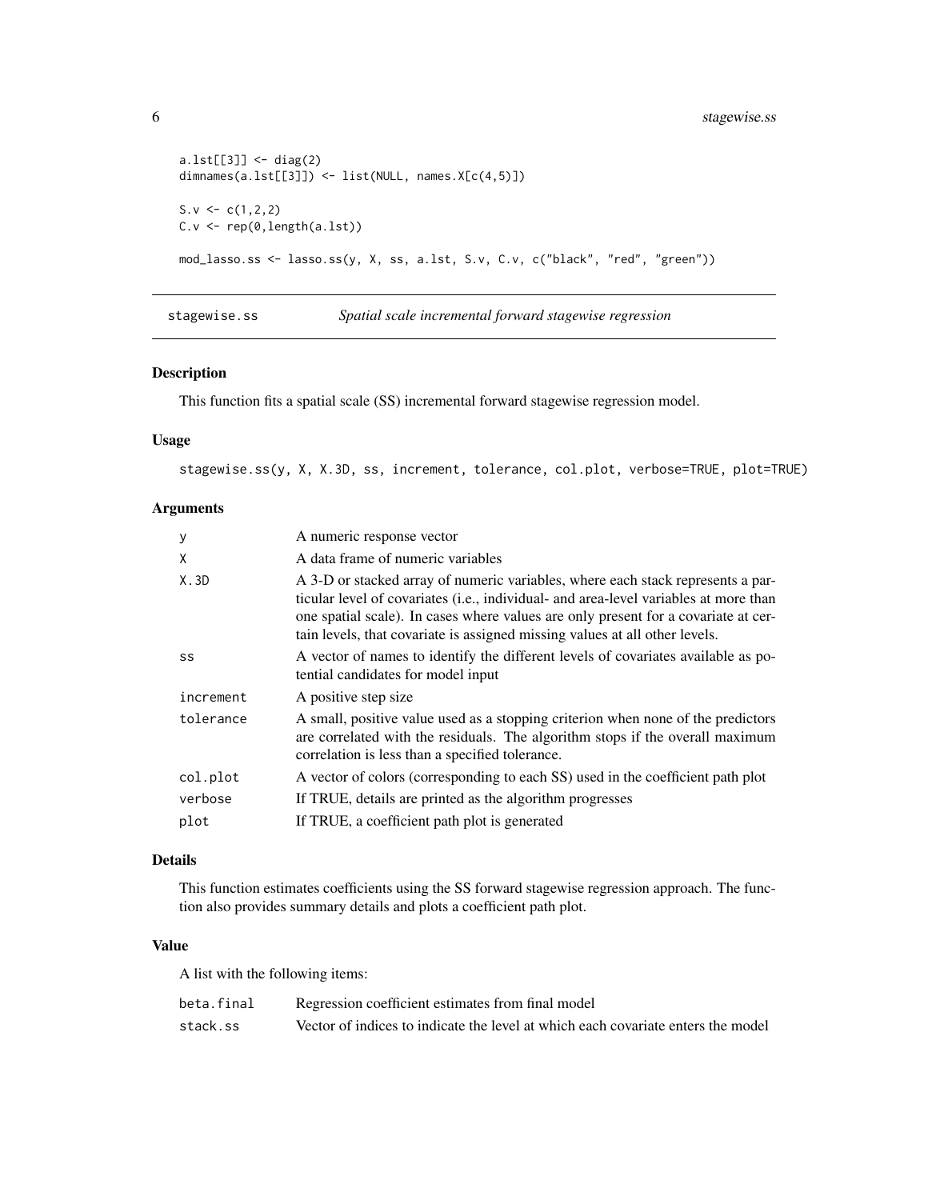```
a.lst[[3]] <- diag(2)
dimnames(a.lst[[3]]) <- list(NULL, names.X[c(4,5)])

S.v <- c(1,2,2)
C.v <- rep(0,length(a.lst))

mod_lasso.ss <- lasso.ss(y, X, ss, a.lst, S.v, C.v, c("black", "red", "green"))
```

## stagewise.ss — *Spatial scale incremental forward stagewise regression*

### Description

This function fits a spatial scale (SS) incremental forward stagewise regression model.

### Usage

```
stagewise.ss(y, X, X.3D, ss, increment, tolerance, col.plot, verbose=TRUE, plot=TRUE)
```

### Arguments

| | |
|---|---|
| `y` | A numeric response vector |
| `X` | A data frame of numeric variables |
| `X.3D` | A 3-D or stacked array of numeric variables, where each stack represents a particular level of covariates (i.e., individual- and area-level variables at more than one spatial scale). In cases where values are only present for a covariate at certain levels, that covariate is assigned missing values at all other levels. |
| `ss` | A vector of names to identify the different levels of covariates available as potential candidates for model input |
| `increment` | A positive step size |
| `tolerance` | A small, positive value used as a stopping criterion when none of the predictors are correlated with the residuals. The algorithm stops if the overall maximum correlation is less than a specified tolerance. |
| `col.plot` | A vector of colors (corresponding to each SS) used in the coefficient path plot |
| `verbose` | If TRUE, details are printed as the algorithm progresses |
| `plot` | If TRUE, a coefficient path plot is generated |

### Details

This function estimates coefficients using the SS forward stagewise regression approach. The function also provides summary details and plots a coefficient path plot.

### Value

A list with the following items:

| | |
|---|---|
| `beta.final` | Regression coefficient estimates from final model |
| `stack.ss` | Vector of indices to indicate the level at which each covariate enters the model |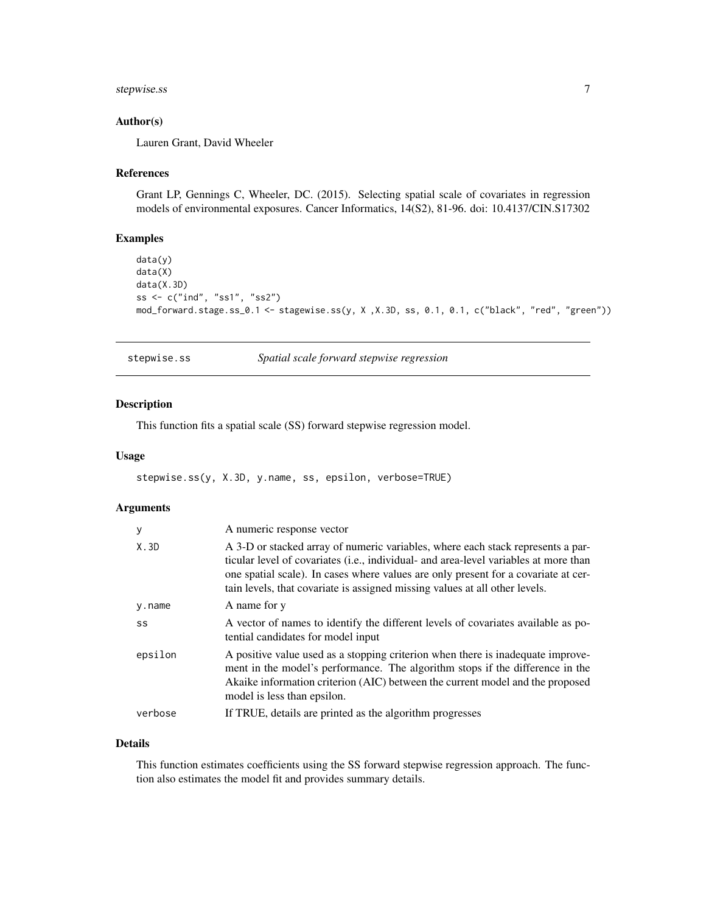### Author(s)

Lauren Grant, David Wheeler

### References

Grant LP, Gennings C, Wheeler, DC. (2015). Selecting spatial scale of covariates in regression models of environmental exposures. Cancer Informatics, 14(S2), 81-96. doi: 10.4137/CIN.S17302

### Examples

```
data(y)
data(X)
data(X.3D)
ss <- c("ind", "ss1", "ss2")
mod_forward.stage.ss_0.1 <- stagewise.ss(y, X ,X.3D, ss, 0.1, 0.1, c("black", "red", "green"))
```

---

## stepwise.ss — *Spatial scale forward stepwise regression*

### Description

This function fits a spatial scale (SS) forward stepwise regression model.

### Usage

```
stepwise.ss(y, X.3D, y.name, ss, epsilon, verbose=TRUE)
```

### Arguments

| | |
|---|---|
| y | A numeric response vector |
| X.3D | A 3-D or stacked array of numeric variables, where each stack represents a particular level of covariates (i.e., individual- and area-level variables at more than one spatial scale). In cases where values are only present for a covariate at certain levels, that covariate is assigned missing values at all other levels. |
| y.name | A name for y |
| ss | A vector of names to identify the different levels of covariates available as potential candidates for model input |
| epsilon | A positive value used as a stopping criterion when there is inadequate improvement in the model's performance. The algorithm stops if the difference in the Akaike information criterion (AIC) between the current model and the proposed model is less than epsilon. |
| verbose | If TRUE, details are printed as the algorithm progresses |

### Details

This function estimates coefficients using the SS forward stepwise regression approach. The function also estimates the model fit and provides summary details.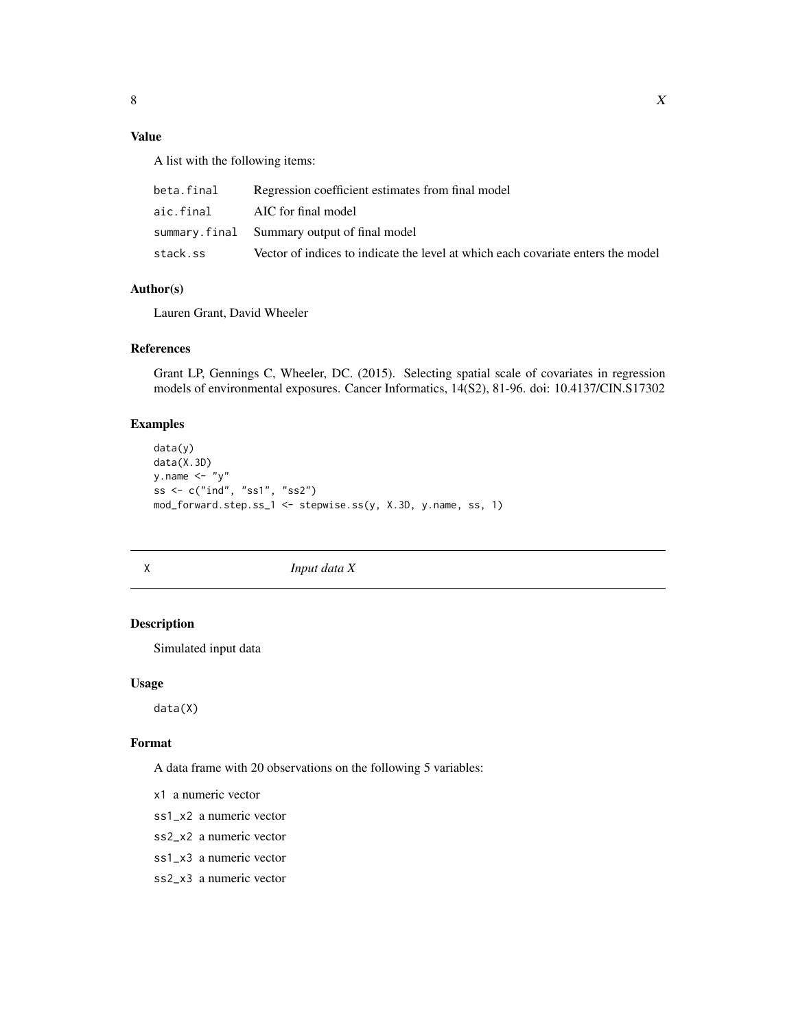### Value

A list with the following items:

| | |
|---|---|
| beta.final | Regression coefficient estimates from final model |
| aic.final | AIC for final model |
| summary.final | Summary output of final model |
| stack.ss | Vector of indices to indicate the level at which each covariate enters the model |

### Author(s)

Lauren Grant, David Wheeler

### References

Grant LP, Gennings C, Wheeler, DC. (2015). Selecting spatial scale of covariates in regression models of environmental exposures. Cancer Informatics, 14(S2), 81-96. doi: 10.4137/CIN.S17302

### Examples

```
data(y)
data(X.3D)
y.name <- "y"
ss <- c("ind", "ss1", "ss2")
mod_forward.step.ss_1 <- stepwise.ss(y, X.3D, y.name, ss, 1)
```

---

## X &nbsp;&nbsp;&nbsp;&nbsp; *Input data X*

---

### Description

Simulated input data

### Usage

```
data(X)
```

### Format

A data frame with 20 observations on the following 5 variables:

x1 a numeric vector

ss1_x2 a numeric vector

ss2_x2 a numeric vector

ss1_x3 a numeric vector

ss2_x3 a numeric vector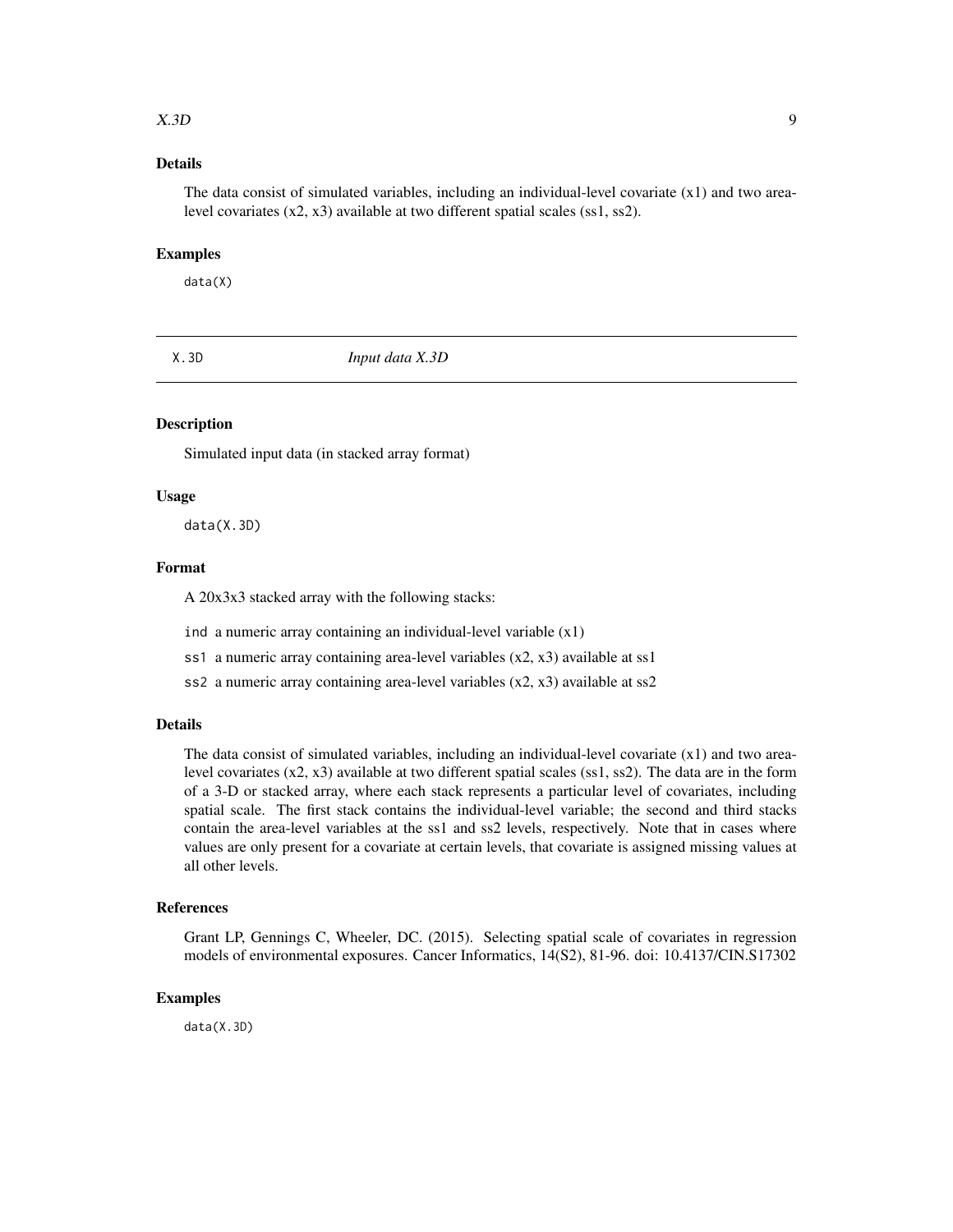### Details

The data consist of simulated variables, including an individual-level covariate (x1) and two area-level covariates (x2, x3) available at two different spatial scales (ss1, ss2).

### Examples

```
data(X)
```

---

## X.3D *Input data X.3D*

---

### Description

Simulated input data (in stacked array format)

### Usage

```
data(X.3D)
```

### Format

A 20x3x3 stacked array with the following stacks:

- `ind` a numeric array containing an individual-level variable (x1)
- `ss1` a numeric array containing area-level variables (x2, x3) available at ss1
- `ss2` a numeric array containing area-level variables (x2, x3) available at ss2

### Details

The data consist of simulated variables, including an individual-level covariate (x1) and two area-level covariates (x2, x3) available at two different spatial scales (ss1, ss2). The data are in the form of a 3-D or stacked array, where each stack represents a particular level of covariates, including spatial scale. The first stack contains the individual-level variable; the second and third stacks contain the area-level variables at the ss1 and ss2 levels, respectively. Note that in cases where values are only present for a covariate at certain levels, that covariate is assigned missing values at all other levels.

### References

Grant LP, Gennings C, Wheeler, DC. (2015). Selecting spatial scale of covariates in regression models of environmental exposures. Cancer Informatics, 14(S2), 81-96. doi: 10.4137/CIN.S17302

### Examples

```
data(X.3D)
```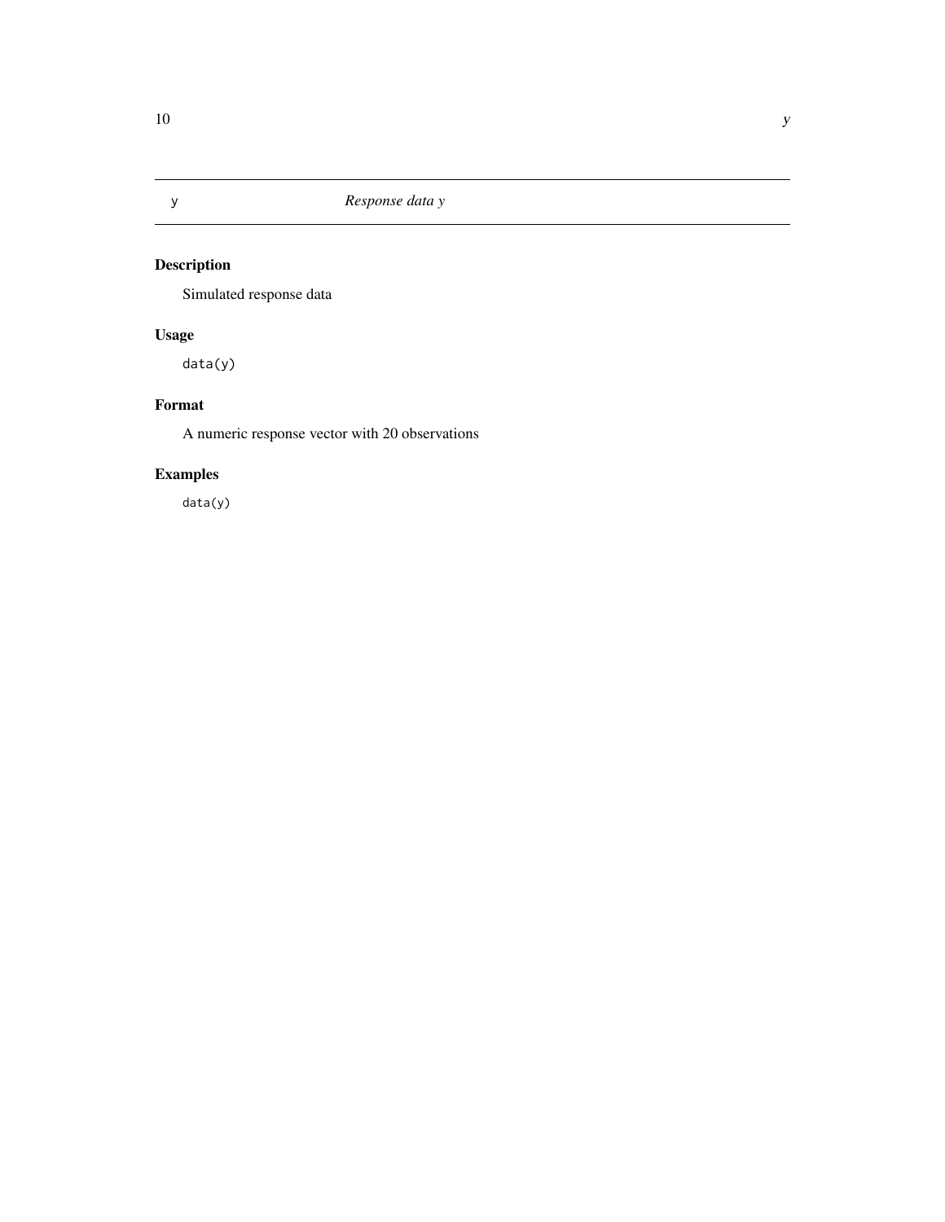## y — *Response data y*

### Description

Simulated response data

### Usage

```
data(y)
```

### Format

A numeric response vector with 20 observations

### Examples

```
data(y)
```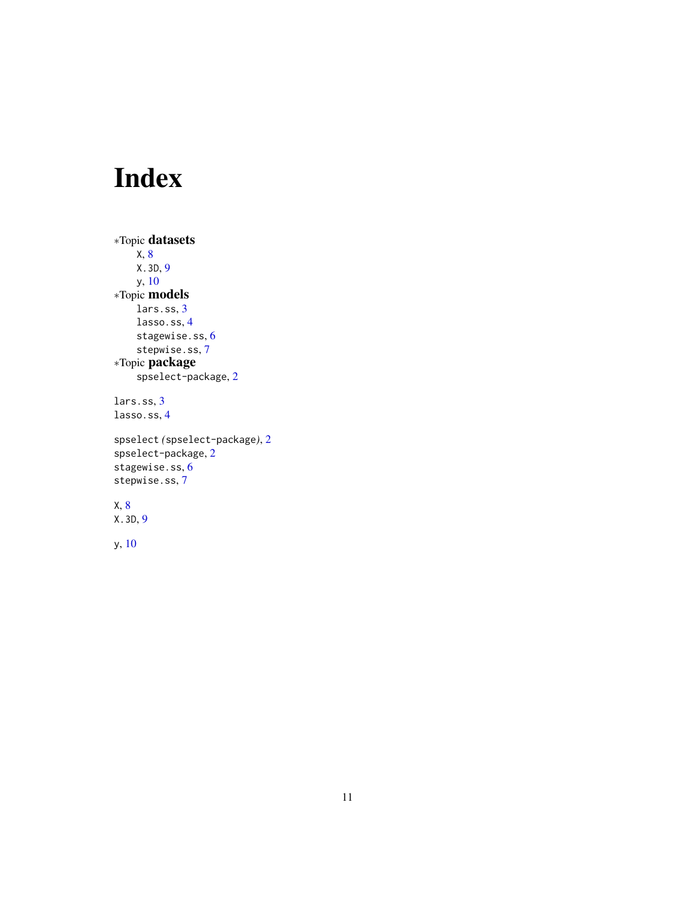# Index

*Topic **datasets**
  - X, 8
  - X.3D, 9
  - y, 10

*Topic **models**
  - lars.ss, 3
  - lasso.ss, 4
  - stagewise.ss, 6
  - stepwise.ss, 7

*Topic **package**
  - spselect-package, 2

lars.ss, 3
lasso.ss, 4

spselect *(spselect-package)*, 2
spselect-package, 2
stagewise.ss, 6
stepwise.ss, 7

X, 8
X.3D, 9

y, 10